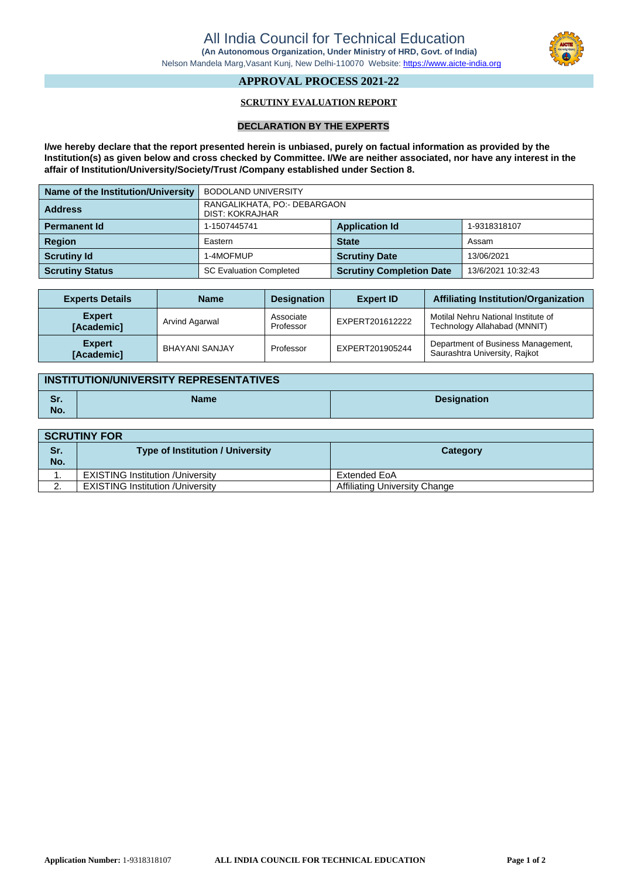# All India Council for Technical Education

**(An Autonomous Organization, Under Ministry of HRD, Govt. of India)**

Nelson Mandela Marg,Vasant Kunj, New Delhi-110070 Website: https://www.aicte-india.org

## APPROVAL PROCESS 2021-22

### SCRUTINY EVALUATION REPORT

### DECLARATION BY THE EXPERTS

**I/we hereby declare that the report presented herein is unbiased, purely on factual information as provided by the Institution(s) as given below and cross checked by Committee. I/We are neither associated, nor have any interest in the affair of Institution/University/Society/Trust /Company established under Section 8.**

| **Name of the Institution/University** | BODOLAND UNIVERSITY | | |
|---|---|---|---|
| **Address** | RANGALIKHATA, PO:- DEBARGAON DIST: KOKRAJHAR | | |
| **Permanent Id** | 1-1507445741 | **Application Id** | 1-9318318107 |
| **Region** | Eastern | **State** | Assam |
| **Scrutiny Id** | 1-4MOFMUP | **Scrutiny Date** | 13/06/2021 |
| **Scrutiny Status** | SC Evaluation Completed | **Scrutiny Completion Date** | 13/6/2021 10:32:43 |

| Experts Details | Name | Designation | Expert ID | Affiliating Institution/Organization |
|---|---|---|---|---|
| **Expert [Academic]** | Arvind Agarwal | Associate Professor | EXPERT201612222 | Motilal Nehru National Institute of Technology Allahabad (MNNIT) |
| **Expert [Academic]** | BHAYANI SANJAY | Professor | EXPERT201905244 | Department of Business Management, Saurashtra University, Rajkot |

**INSTITUTION/UNIVERSITY REPRESENTATIVES**

| Sr. No. | Name | Designation |
|---|---|---|

**SCRUTINY FOR**

| Sr. No. | Type of Institution / University | Category |
|---|---|---|
| 1. | EXISTING Institution /University | Extended EoA |
| 2. | EXISTING Institution /University | Affiliating University Change |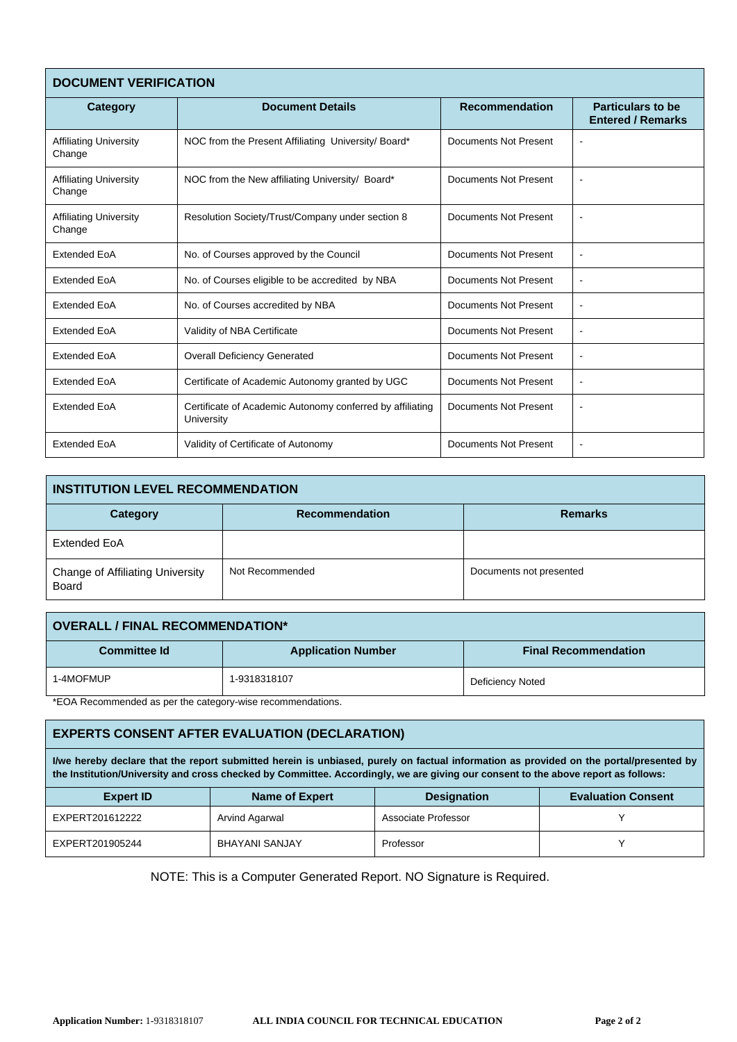## DOCUMENT VERIFICATION

| Category | Document Details | Recommendation | Particulars to be Entered / Remarks |
|---|---|---|---|
| Affiliating University Change | NOC from the Present Affiliating University/ Board* | Documents Not Present | - |
| Affiliating University Change | NOC from the New affiliating University/ Board* | Documents Not Present | - |
| Affiliating University Change | Resolution Society/Trust/Company under section 8 | Documents Not Present | - |
| Extended EoA | No. of Courses approved by the Council | Documents Not Present | - |
| Extended EoA | No. of Courses eligible to be accredited by NBA | Documents Not Present | - |
| Extended EoA | No. of Courses accredited by NBA | Documents Not Present | - |
| Extended EoA | Validity of NBA Certificate | Documents Not Present | - |
| Extended EoA | Overall Deficiency Generated | Documents Not Present | - |
| Extended EoA | Certificate of Academic Autonomy granted by UGC | Documents Not Present | - |
| Extended EoA | Certificate of Academic Autonomy conferred by affiliating University | Documents Not Present | - |
| Extended EoA | Validity of Certificate of Autonomy | Documents Not Present | - |

## INSTITUTION LEVEL RECOMMENDATION

| Category | Recommendation | Remarks |
|---|---|---|
| Extended EoA | | |
| Change of Affiliating University Board | Not Recommended | Documents not presented |

## OVERALL / FINAL RECOMMENDATION*

| Committee Id | Application Number | Final Recommendation |
|---|---|---|
| 1-4MOFMUP | 1-9318318107 | Deficiency Noted |

*EOA Recommended as per the category-wise recommendations.

## EXPERTS CONSENT AFTER EVALUATION (DECLARATION)

**I/we hereby declare that the report submitted herein is unbiased, purely on factual information as provided on the portal/presented by the Institution/University and cross checked by Committee. Accordingly, we are giving our consent to the above report as follows:**

| Expert ID | Name of Expert | Designation | Evaluation Consent |
|---|---|---|---|
| EXPERT201612222 | Arvind Agarwal | Associate Professor | Y |
| EXPERT201905244 | BHAYANI SANJAY | Professor | Y |

NOTE: This is a Computer Generated Report. NO Signature is Required.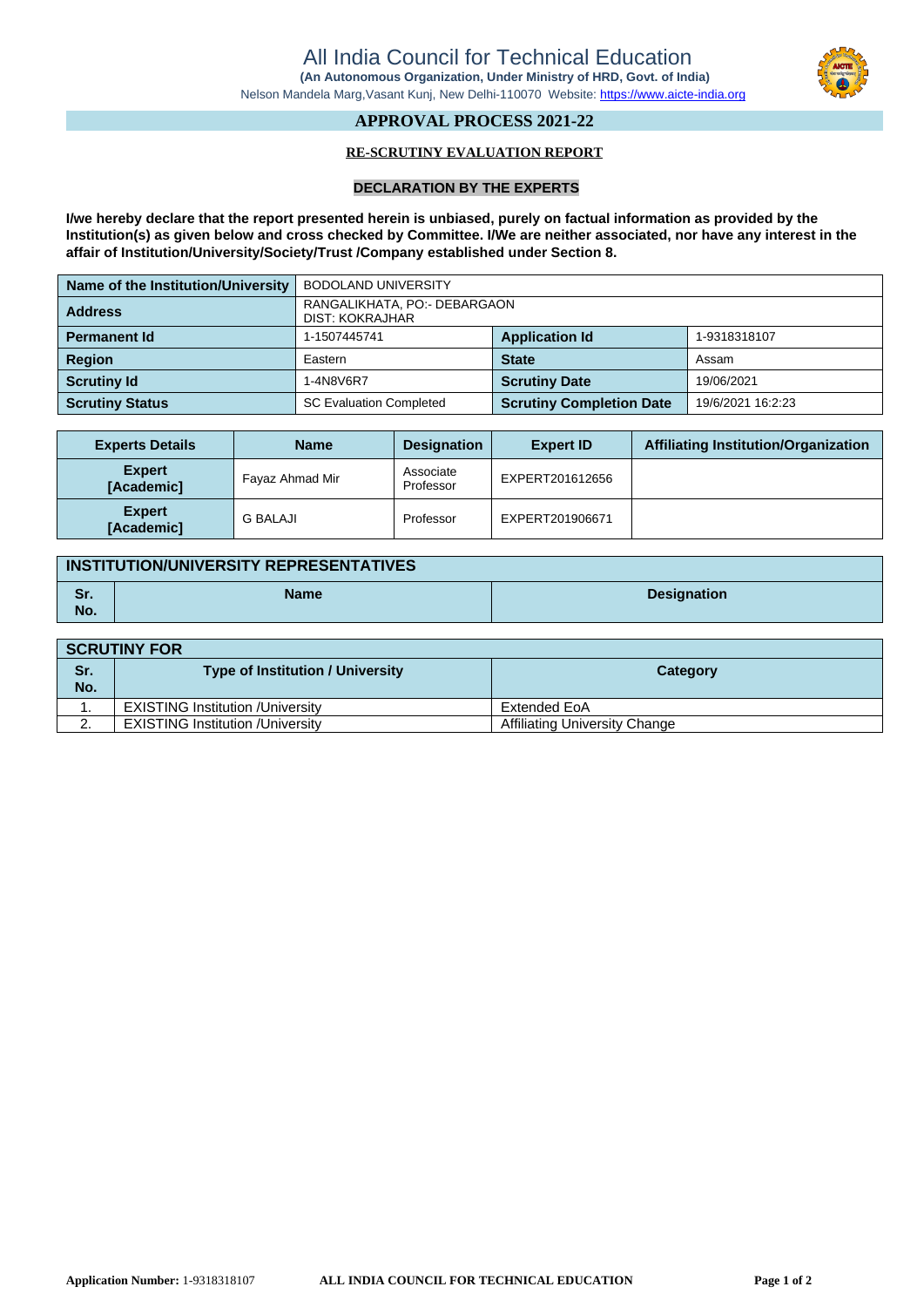# All India Council for Technical Education

**(An Autonomous Organization, Under Ministry of HRD, Govt. of India)**

Nelson Mandela Marg,Vasant Kunj, New Delhi-110070 Website: https://www.aicte-india.org

## APPROVAL PROCESS 2021-22

### RE-SCRUTINY EVALUATION REPORT

### DECLARATION BY THE EXPERTS

**I/we hereby declare that the report presented herein is unbiased, purely on factual information as provided by the Institution(s) as given below and cross checked by Committee. I/We are neither associated, nor have any interest in the affair of Institution/University/Society/Trust /Company established under Section 8.**

| **Name of the Institution/University** | BODOLAND UNIVERSITY | | |
|---|---|---|---|
| **Address** | RANGALIKHATA, PO:- DEBARGAON DIST: KOKRAJHAR | | |
| **Permanent Id** | 1-1507445741 | **Application Id** | 1-9318318107 |
| **Region** | Eastern | **State** | Assam |
| **Scrutiny Id** | 1-4N8V6R7 | **Scrutiny Date** | 19/06/2021 |
| **Scrutiny Status** | SC Evaluation Completed | **Scrutiny Completion Date** | 19/6/2021 16:2:23 |

| Experts Details | Name | Designation | Expert ID | Affiliating Institution/Organization |
|---|---|---|---|---|
| **Expert [Academic]** | Fayaz Ahmad Mir | Associate Professor | EXPERT201612656 | |
| **Expert [Academic]** | G BALAJI | Professor | EXPERT201906671 | |

**INSTITUTION/UNIVERSITY REPRESENTATIVES**

| Sr. No. | Name | Designation |
|---|---|---|

**SCRUTINY FOR**

| Sr. No. | Type of Institution / University | Category |
|---|---|---|
| 1. | EXISTING Institution /University | Extended EoA |
| 2. | EXISTING Institution /University | Affiliating University Change |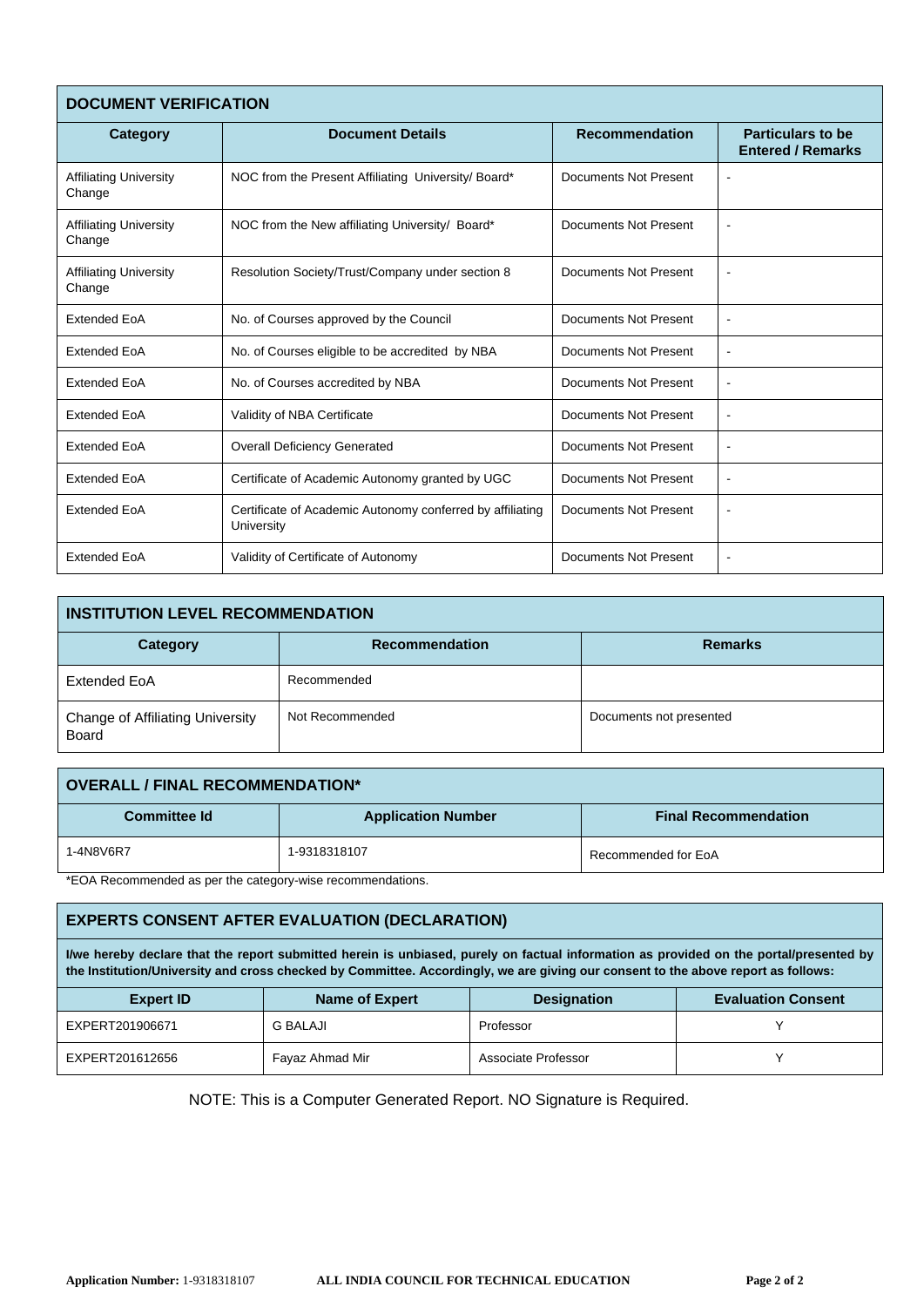## DOCUMENT VERIFICATION

| Category | Document Details | Recommendation | Particulars to be Entered / Remarks |
|---|---|---|---|
| Affiliating University Change | NOC from the Present Affiliating University/ Board* | Documents Not Present | - |
| Affiliating University Change | NOC from the New affiliating University/ Board* | Documents Not Present | - |
| Affiliating University Change | Resolution Society/Trust/Company under section 8 | Documents Not Present | - |
| Extended EoA | No. of Courses approved by the Council | Documents Not Present | - |
| Extended EoA | No. of Courses eligible to be accredited by NBA | Documents Not Present | - |
| Extended EoA | No. of Courses accredited by NBA | Documents Not Present | - |
| Extended EoA | Validity of NBA Certificate | Documents Not Present | - |
| Extended EoA | Overall Deficiency Generated | Documents Not Present | - |
| Extended EoA | Certificate of Academic Autonomy granted by UGC | Documents Not Present | - |
| Extended EoA | Certificate of Academic Autonomy conferred by affiliating University | Documents Not Present | - |
| Extended EoA | Validity of Certificate of Autonomy | Documents Not Present | - |

## INSTITUTION LEVEL RECOMMENDATION

| Category | Recommendation | Remarks |
|---|---|---|
| Extended EoA | Recommended | |
| Change of Affiliating University Board | Not Recommended | Documents not presented |

## OVERALL / FINAL RECOMMENDATION*

| Committee Id | Application Number | Final Recommendation |
|---|---|---|
| 1-4N8V6R7 | 1-9318318107 | Recommended for EoA |

*EOA Recommended as per the category-wise recommendations.

## EXPERTS CONSENT AFTER EVALUATION (DECLARATION)

**I/we hereby declare that the report submitted herein is unbiased, purely on factual information as provided on the portal/presented by the Institution/University and cross checked by Committee. Accordingly, we are giving our consent to the above report as follows:**

| Expert ID | Name of Expert | Designation | Evaluation Consent |
|---|---|---|---|
| EXPERT201906671 | G BALAJI | Professor | Y |
| EXPERT201612656 | Fayaz Ahmad Mir | Associate Professor | Y |

NOTE: This is a Computer Generated Report. NO Signature is Required.